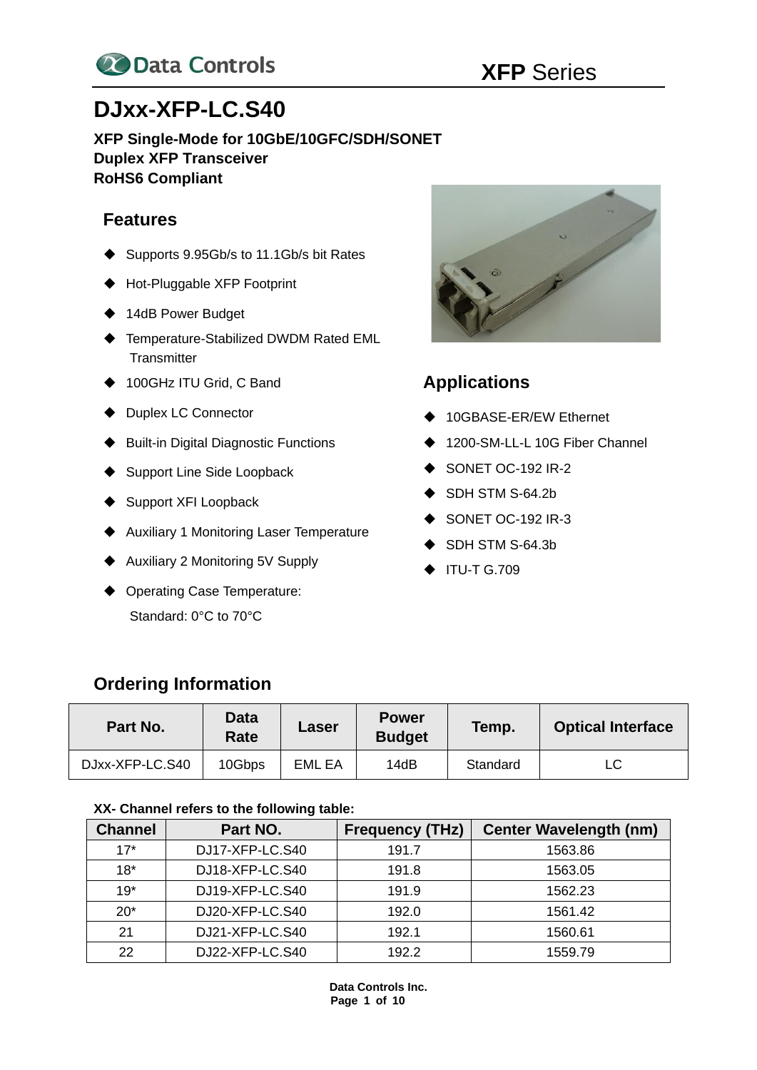Data Controls

XFP Series

# DJxx-XFP-LC.S40

**XFP Single-Mode for 10GbE/10GFC/SDH/SONET**
**Duplex XFP Transceiver**
**RoHS6 Compliant**

## Features

- Supports 9.95Gb/s to 11.1Gb/s bit Rates
- Hot-Pluggable XFP Footprint
- 14dB Power Budget
- Temperature-Stabilized DWDM Rated EML Transmitter
- 100GHz ITU Grid, C Band
- Duplex LC Connector
- Built-in Digital Diagnostic Functions
- Support Line Side Loopback
- Support XFI Loopback
- Auxiliary 1 Monitoring Laser Temperature
- Auxiliary 2 Monitoring 5V Supply
- Operating Case Temperature:
  Standard: 0°C to 70°C

## Applications

- 10GBASE-ER/EW Ethernet
- 1200-SM-LL-L 10G Fiber Channel
- SONET OC-192 IR-2
- SDH STM S-64.2b
- SONET OC-192 IR-3
- SDH STM S-64.3b
- ITU-T G.709

## Ordering Information

| Part No. | Data Rate | Laser | Power Budget | Temp. | Optical Interface |
|---|---|---|---|---|---|
| DJxx-XFP-LC.S40 | 10Gbps | EML EA | 14dB | Standard | LC |

**XX- Channel refers to the following table:**

| Channel | Part NO. | Frequency (THz) | Center Wavelength (nm) |
|---|---|---|---|
| 17* | DJ17-XFP-LC.S40 | 191.7 | 1563.86 |
| 18* | DJ18-XFP-LC.S40 | 191.8 | 1563.05 |
| 19* | DJ19-XFP-LC.S40 | 191.9 | 1562.23 |
| 20* | DJ20-XFP-LC.S40 | 192.0 | 1561.42 |
| 21 | DJ21-XFP-LC.S40 | 192.1 | 1560.61 |
| 22 | DJ22-XFP-LC.S40 | 192.2 | 1559.79 |

**Data Controls Inc.**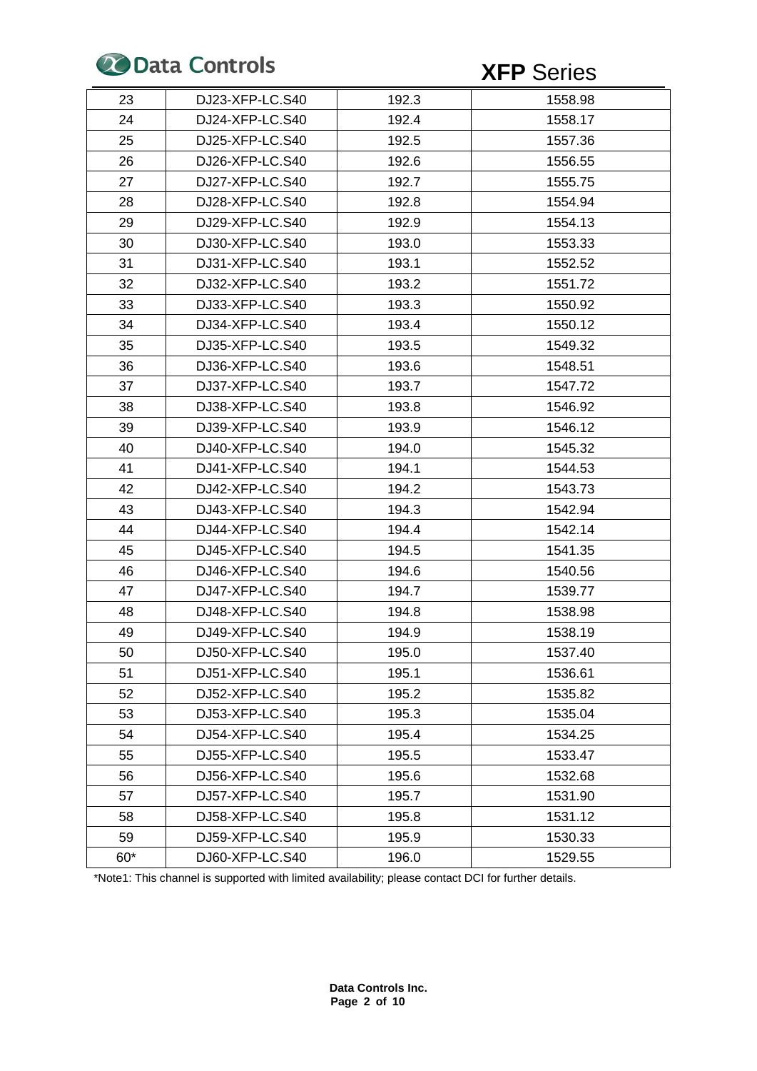| 23 | DJ23-XFP-LC.S40 | 192.3 | 1558.98 |
|---|---|---|---|
| 24 | DJ24-XFP-LC.S40 | 192.4 | 1558.17 |
| 25 | DJ25-XFP-LC.S40 | 192.5 | 1557.36 |
| 26 | DJ26-XFP-LC.S40 | 192.6 | 1556.55 |
| 27 | DJ27-XFP-LC.S40 | 192.7 | 1555.75 |
| 28 | DJ28-XFP-LC.S40 | 192.8 | 1554.94 |
| 29 | DJ29-XFP-LC.S40 | 192.9 | 1554.13 |
| 30 | DJ30-XFP-LC.S40 | 193.0 | 1553.33 |
| 31 | DJ31-XFP-LC.S40 | 193.1 | 1552.52 |
| 32 | DJ32-XFP-LC.S40 | 193.2 | 1551.72 |
| 33 | DJ33-XFP-LC.S40 | 193.3 | 1550.92 |
| 34 | DJ34-XFP-LC.S40 | 193.4 | 1550.12 |
| 35 | DJ35-XFP-LC.S40 | 193.5 | 1549.32 |
| 36 | DJ36-XFP-LC.S40 | 193.6 | 1548.51 |
| 37 | DJ37-XFP-LC.S40 | 193.7 | 1547.72 |
| 38 | DJ38-XFP-LC.S40 | 193.8 | 1546.92 |
| 39 | DJ39-XFP-LC.S40 | 193.9 | 1546.12 |
| 40 | DJ40-XFP-LC.S40 | 194.0 | 1545.32 |
| 41 | DJ41-XFP-LC.S40 | 194.1 | 1544.53 |
| 42 | DJ42-XFP-LC.S40 | 194.2 | 1543.73 |
| 43 | DJ43-XFP-LC.S40 | 194.3 | 1542.94 |
| 44 | DJ44-XFP-LC.S40 | 194.4 | 1542.14 |
| 45 | DJ45-XFP-LC.S40 | 194.5 | 1541.35 |
| 46 | DJ46-XFP-LC.S40 | 194.6 | 1540.56 |
| 47 | DJ47-XFP-LC.S40 | 194.7 | 1539.77 |
| 48 | DJ48-XFP-LC.S40 | 194.8 | 1538.98 |
| 49 | DJ49-XFP-LC.S40 | 194.9 | 1538.19 |
| 50 | DJ50-XFP-LC.S40 | 195.0 | 1537.40 |
| 51 | DJ51-XFP-LC.S40 | 195.1 | 1536.61 |
| 52 | DJ52-XFP-LC.S40 | 195.2 | 1535.82 |
| 53 | DJ53-XFP-LC.S40 | 195.3 | 1535.04 |
| 54 | DJ54-XFP-LC.S40 | 195.4 | 1534.25 |
| 55 | DJ55-XFP-LC.S40 | 195.5 | 1533.47 |
| 56 | DJ56-XFP-LC.S40 | 195.6 | 1532.68 |
| 57 | DJ57-XFP-LC.S40 | 195.7 | 1531.90 |
| 58 | DJ58-XFP-LC.S40 | 195.8 | 1531.12 |
| 59 | DJ59-XFP-LC.S40 | 195.9 | 1530.33 |
| 60* | DJ60-XFP-LC.S40 | 196.0 | 1529.55 |

*Note1: This channel is supported with limited availability; please contact DCI for further details.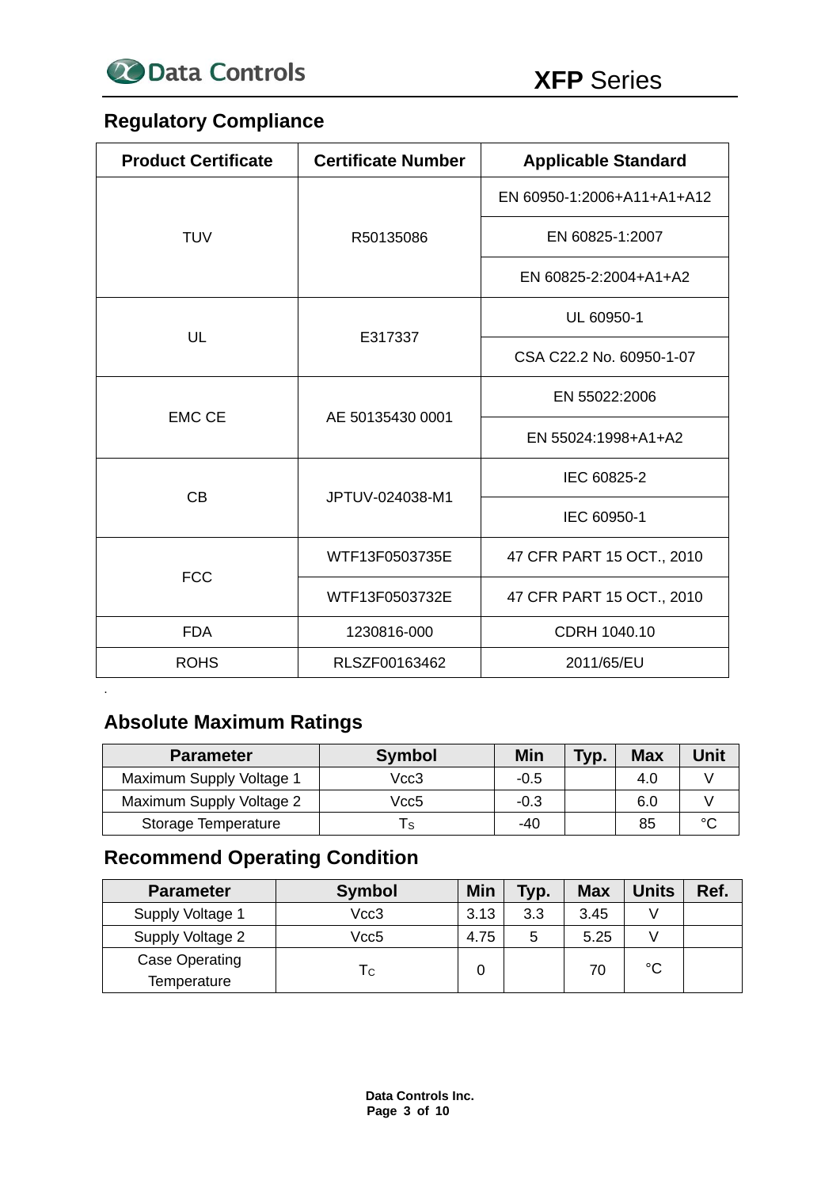## Regulatory Compliance

| Product Certificate | Certificate Number | Applicable Standard |
|---|---|---|
| TUV | R50135086 | EN 60950-1:2006+A11+A1+A12 |
| | | EN 60825-1:2007 |
| | | EN 60825-2:2004+A1+A2 |
| UL | E317337 | UL 60950-1 |
| | | CSA C22.2 No. 60950-1-07 |
| EMC CE | AE 50135430 0001 | EN 55022:2006 |
| | | EN 55024:1998+A1+A2 |
| CB | JPTUV-024038-M1 | IEC 60825-2 |
| | | IEC 60950-1 |
| FCC | WTF13F0503735E | 47 CFR PART 15 OCT., 2010 |
| | WTF13F0503732E | 47 CFR PART 15 OCT., 2010 |
| FDA | 1230816-000 | CDRH 1040.10 |
| ROHS | RLSZF00163462 | 2011/65/EU |

## Absolute Maximum Ratings

| Parameter | Symbol | Min | Typ. | Max | Unit |
|---|---|---|---|---|---|
| Maximum Supply Voltage 1 | Vcc3 | -0.5 | | 4.0 | V |
| Maximum Supply Voltage 2 | Vcc5 | -0.3 | | 6.0 | V |
| Storage Temperature | $T_S$ | -40 | | 85 | °C |

## Recommend Operating Condition

| Parameter | Symbol | Min | Typ. | Max | Units | Ref. |
|---|---|---|---|---|---|---|
| Supply Voltage 1 | Vcc3 | 3.13 | 3.3 | 3.45 | V | |
| Supply Voltage 2 | Vcc5 | 4.75 | 5 | 5.25 | V | |
| Case Operating Temperature | $T_C$ | 0 | | 70 | °C | |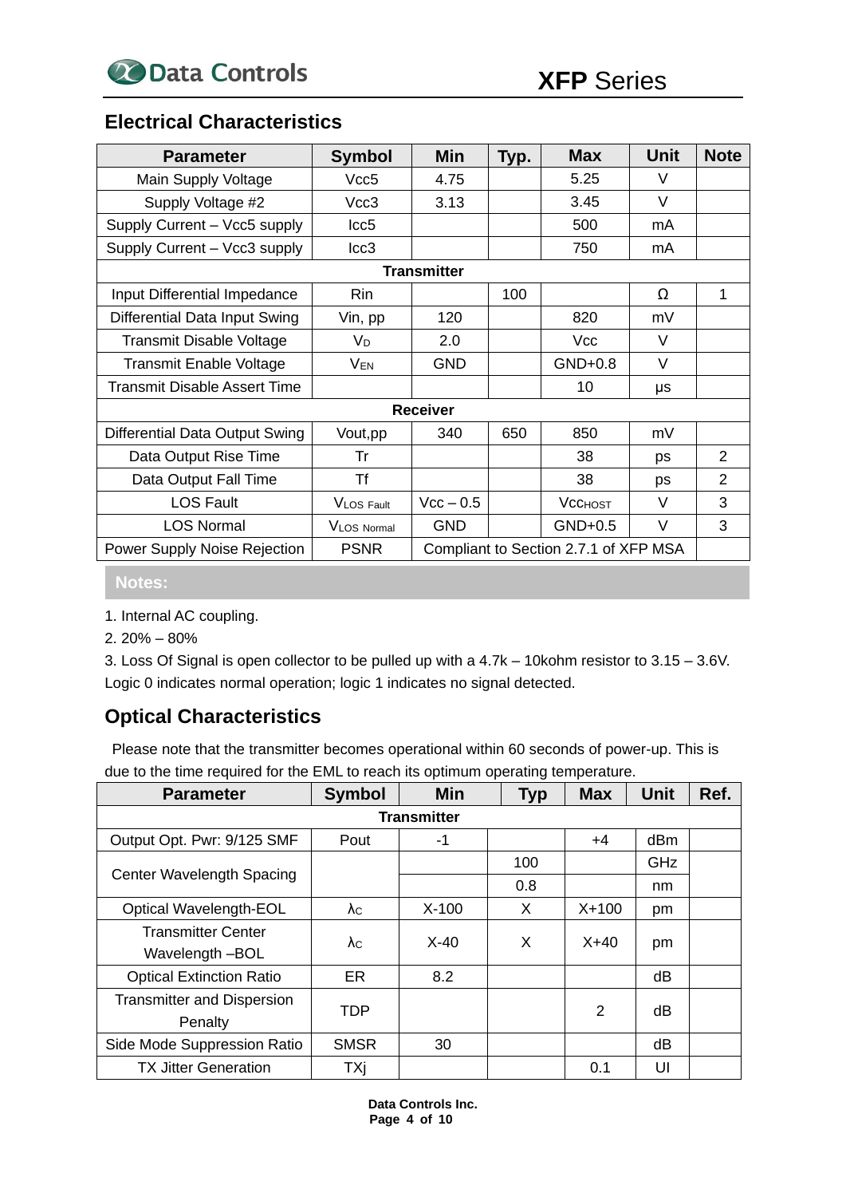## Electrical Characteristics

| Parameter | Symbol | Min | Typ. | Max | Unit | Note |
|---|---|---|---|---|---|---|
| Main Supply Voltage | Vcc5 | 4.75 | | 5.25 | V | |
| Supply Voltage #2 | Vcc3 | 3.13 | | 3.45 | V | |
| Supply Current – Vcc5 supply | Icc5 | | | 500 | mA | |
| Supply Current – Vcc3 supply | Icc3 | | | 750 | mA | |
| **Transmitter** | | | | | | |
| Input Differential Impedance | Rin | | 100 | | Ω | 1 |
| Differential Data Input Swing | Vin, pp | 120 | | 820 | mV | |
| Transmit Disable Voltage | $V_D$ | 2.0 | | Vcc | V | |
| Transmit Enable Voltage | $V_{EN}$ | GND | | GND+0.8 | V | |
| Transmit Disable Assert Time | | | | 10 | μs | |
| **Receiver** | | | | | | |
| Differential Data Output Swing | Vout,pp | 340 | 650 | 850 | mV | |
| Data Output Rise Time | Tr | | | 38 | ps | 2 |
| Data Output Fall Time | Tf | | | 38 | ps | 2 |
| LOS Fault | $V_{LOS\ Fault}$ | Vcc – 0.5 | | $Vcc_{HOST}$ | V | 3 |
| LOS Normal | $V_{LOS\ Normal}$ | GND | | GND+0.5 | V | 3 |
| Power Supply Noise Rejection | PSNR | Compliant to Section 2.7.1 of XFP MSA | | | | |

**Notes:**

1. Internal AC coupling.
2. 20% – 80%
3. Loss Of Signal is open collector to be pulled up with a 4.7k – 10kohm resistor to 3.15 – 3.6V. Logic 0 indicates normal operation; logic 1 indicates no signal detected.

## Optical Characteristics

Please note that the transmitter becomes operational within 60 seconds of power-up. This is due to the time required for the EML to reach its optimum operating temperature.

| Parameter | Symbol | Min | Typ | Max | Unit | Ref. |
|---|---|---|---|---|---|---|
| **Transmitter** | | | | | | |
| Output Opt. Pwr: 9/125 SMF | Pout | -1 | | +4 | dBm | |
| Center Wavelength Spacing | | | 100 | | GHz | |
| | | | 0.8 | | nm | |
| Optical Wavelength-EOL | $\lambda_C$ | X-100 | X | X+100 | pm | |
| Transmitter Center Wavelength –BOL | $\lambda_C$ | X-40 | X | X+40 | pm | |
| Optical Extinction Ratio | ER | 8.2 | | | dB | |
| Transmitter and Dispersion Penalty | TDP | | | 2 | dB | |
| Side Mode Suppression Ratio | SMSR | 30 | | | dB | |
| TX Jitter Generation | TXj | | | 0.1 | UI | |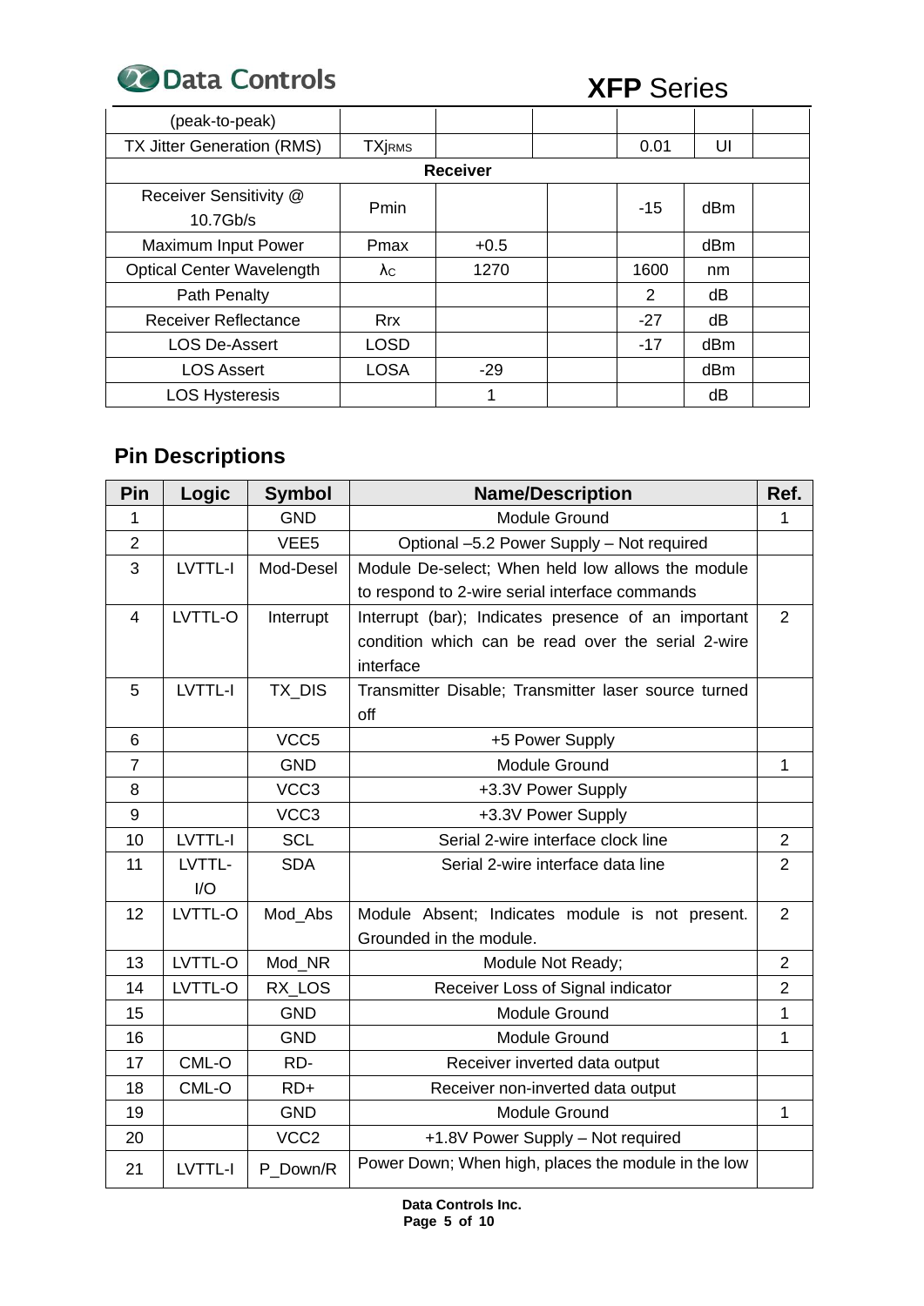| (peak-to-peak) | | | | | | |
|---|---|---|---|---|---|---|
| TX Jitter Generation (RMS) | $TXj_{RMS}$ | | | 0.01 | UI | |
| **Receiver** | | | | | | |
| Receiver Sensitivity @ 10.7Gb/s | Pmin | | | -15 | dBm | |
| Maximum Input Power | Pmax | +0.5 | | | dBm | |
| Optical Center Wavelength | $\lambda_C$ | 1270 | | 1600 | nm | |
| Path Penalty | | | | 2 | dB | |
| Receiver Reflectance | Rrx | | | -27 | dB | |
| LOS De-Assert | LOSD | | | -17 | dBm | |
| LOS Assert | LOSA | -29 | | | dBm | |
| LOS Hysteresis | | 1 | | | dB | |

## Pin Descriptions

| Pin | Logic | Symbol | Name/Description | Ref. |
|---|---|---|---|---|
| 1 | | GND | Module Ground | 1 |
| 2 | | VEE5 | Optional –5.2 Power Supply – Not required | |
| 3 | LVTTL-I | Mod-Desel | Module De-select; When held low allows the module to respond to 2-wire serial interface commands | |
| 4 | LVTTL-O | Interrupt | Interrupt (bar); Indicates presence of an important condition which can be read over the serial 2-wire interface | 2 |
| 5 | LVTTL-I | TX_DIS | Transmitter Disable; Transmitter laser source turned off | |
| 6 | | VCC5 | +5 Power Supply | |
| 7 | | GND | Module Ground | 1 |
| 8 | | VCC3 | +3.3V Power Supply | |
| 9 | | VCC3 | +3.3V Power Supply | |
| 10 | LVTTL-I | SCL | Serial 2-wire interface clock line | 2 |
| 11 | LVTTL-I/O | SDA | Serial 2-wire interface data line | 2 |
| 12 | LVTTL-O | Mod_Abs | Module Absent; Indicates module is not present. Grounded in the module. | 2 |
| 13 | LVTTL-O | Mod_NR | Module Not Ready; | 2 |
| 14 | LVTTL-O | RX_LOS | Receiver Loss of Signal indicator | 2 |
| 15 | | GND | Module Ground | 1 |
| 16 | | GND | Module Ground | 1 |
| 17 | CML-O | RD- | Receiver inverted data output | |
| 18 | CML-O | RD+ | Receiver non-inverted data output | |
| 19 | | GND | Module Ground | 1 |
| 20 | | VCC2 | +1.8V Power Supply – Not required | |
| 21 | LVTTL-I | P_Down/R | Power Down; When high, places the module in the low | |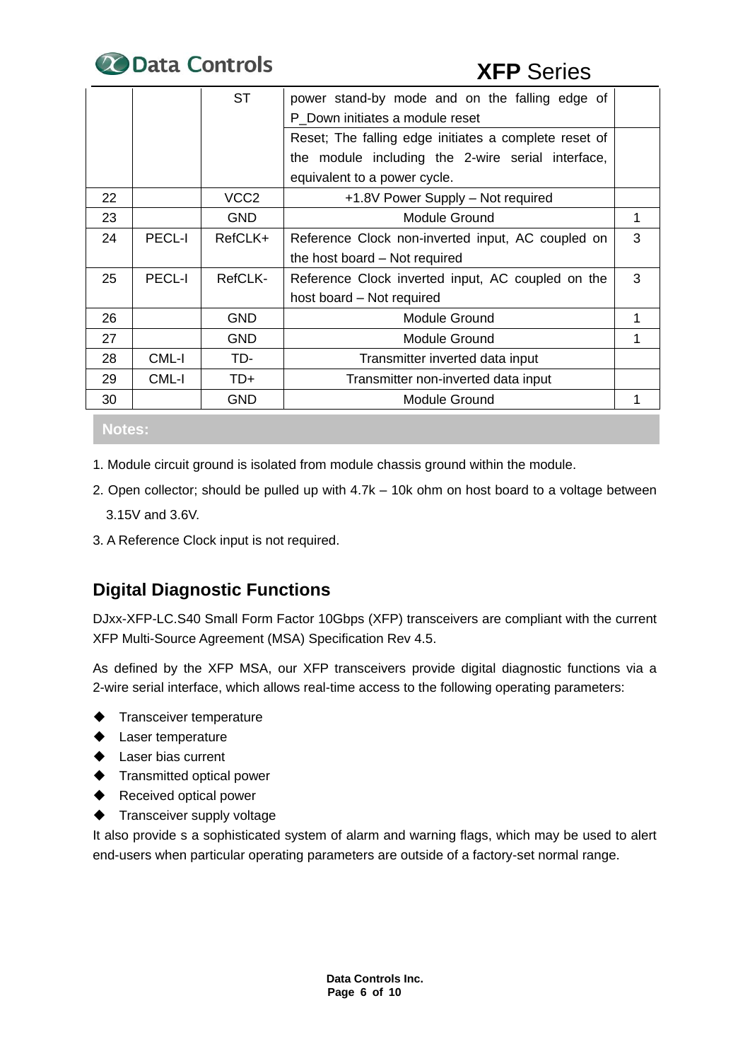| | | ST | power stand-by mode and on the falling edge of P_Down initiates a module reset | |
|---|---|---|---|---|
| | | | Reset; The falling edge initiates a complete reset of the module including the 2-wire serial interface, equivalent to a power cycle. | |
| 22 | | VCC2 | +1.8V Power Supply – Not required | |
| 23 | | GND | Module Ground | 1 |
| 24 | PECL-I | RefCLK+ | Reference Clock non-inverted input, AC coupled on the host board – Not required | 3 |
| 25 | PECL-I | RefCLK- | Reference Clock inverted input, AC coupled on the host board – Not required | 3 |
| 26 | | GND | Module Ground | 1 |
| 27 | | GND | Module Ground | 1 |
| 28 | CML-I | TD- | Transmitter inverted data input | |
| 29 | CML-I | TD+ | Transmitter non-inverted data input | |
| 30 | | GND | Module Ground | 1 |

**Notes:**

1. Module circuit ground is isolated from module chassis ground within the module.
2. Open collector; should be pulled up with 4.7k – 10k ohm on host board to a voltage between 3.15V and 3.6V.
3. A Reference Clock input is not required.

## Digital Diagnostic Functions

DJxx-XFP-LC.S40 Small Form Factor 10Gbps (XFP) transceivers are compliant with the current XFP Multi-Source Agreement (MSA) Specification Rev 4.5.

As defined by the XFP MSA, our XFP transceivers provide digital diagnostic functions via a 2-wire serial interface, which allows real-time access to the following operating parameters:

- Transceiver temperature
- Laser temperature
- Laser bias current
- Transmitted optical power
- Received optical power
- Transceiver supply voltage

It also provide s a sophisticated system of alarm and warning flags, which may be used to alert end-users when particular operating parameters are outside of a factory-set normal range.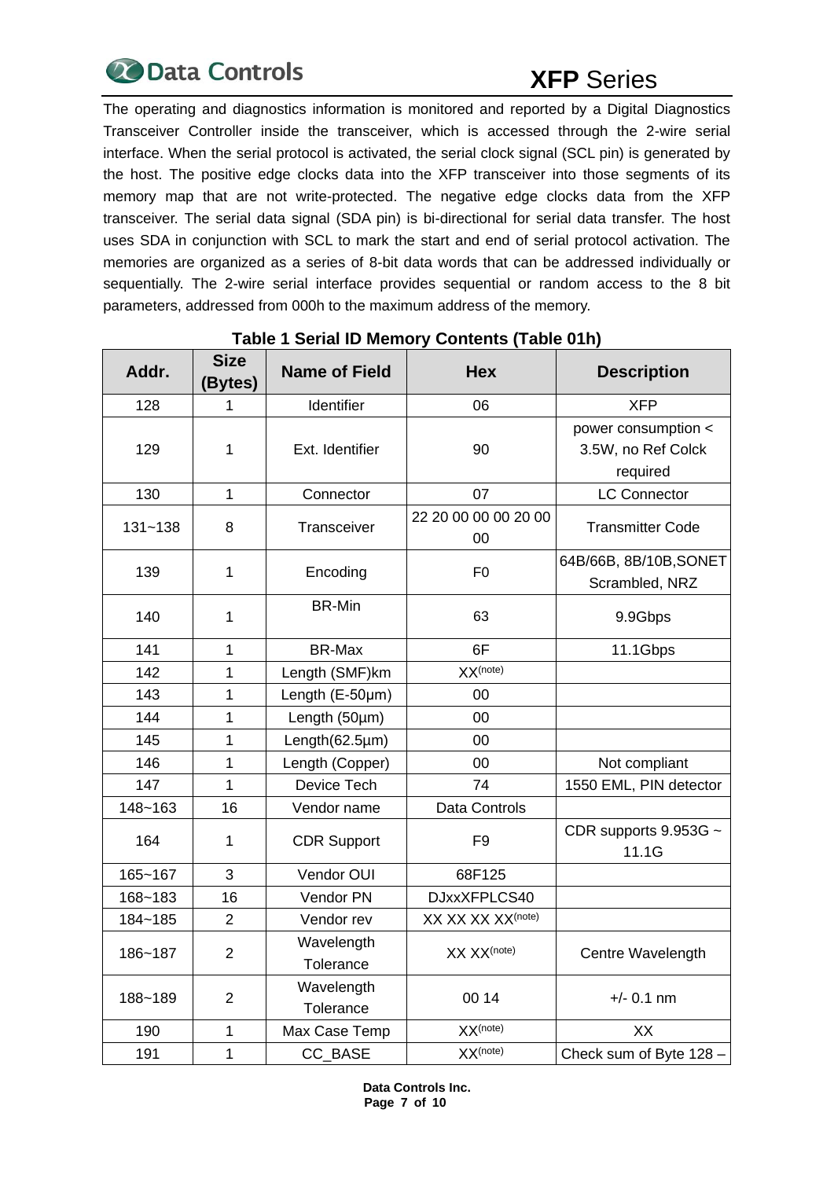The operating and diagnostics information is monitored and reported by a Digital Diagnostics Transceiver Controller inside the transceiver, which is accessed through the 2-wire serial interface. When the serial protocol is activated, the serial clock signal (SCL pin) is generated by the host. The positive edge clocks data into the XFP transceiver into those segments of its memory map that are not write-protected. The negative edge clocks data from the XFP transceiver. The serial data signal (SDA pin) is bi-directional for serial data transfer. The host uses SDA in conjunction with SCL to mark the start and end of serial protocol activation. The memories are organized as a series of 8-bit data words that can be addressed individually or sequentially. The 2-wire serial interface provides sequential or random access to the 8 bit parameters, addressed from 000h to the maximum address of the memory.

**Table 1 Serial ID Memory Contents (Table 01h)**

| Addr. | Size (Bytes) | Name of Field | Hex | Description |
|---|---|---|---|---|
| 128 | 1 | Identifier | 06 | XFP |
| 129 | 1 | Ext. Identifier | 90 | power consumption < 3.5W, no Ref Colck required |
| 130 | 1 | Connector | 07 | LC Connector |
| 131~138 | 8 | Transceiver | 22 20 00 00 00 20 00 00 | Transmitter Code |
| 139 | 1 | Encoding | F0 | 64B/66B, 8B/10B,SONET Scrambled, NRZ |
| 140 | 1 | BR-Min | 63 | 9.9Gbps |
| 141 | 1 | BR-Max | 6F | 11.1Gbps |
| 142 | 1 | Length (SMF)km | XX(note) | |
| 143 | 1 | Length (E-50µm) | 00 | |
| 144 | 1 | Length (50µm) | 00 | |
| 145 | 1 | Length(62.5µm) | 00 | |
| 146 | 1 | Length (Copper) | 00 | Not compliant |
| 147 | 1 | Device Tech | 74 | 1550 EML, PIN detector |
| 148~163 | 16 | Vendor name | Data Controls | |
| 164 | 1 | CDR Support | F9 | CDR supports 9.953G ~ 11.1G |
| 165~167 | 3 | Vendor OUI | 68F125 | |
| 168~183 | 16 | Vendor PN | DJxxXFPLCS40 | |
| 184~185 | 2 | Vendor rev | XX XX XX XX(note) | |
| 186~187 | 2 | Wavelength Tolerance | XX XX(note) | Centre Wavelength |
| 188~189 | 2 | Wavelength Tolerance | 00 14 | +/- 0.1 nm |
| 190 | 1 | Max Case Temp | XX(note) | XX |
| 191 | 1 | CC_BASE | XX(note) | Check sum of Byte 128 – |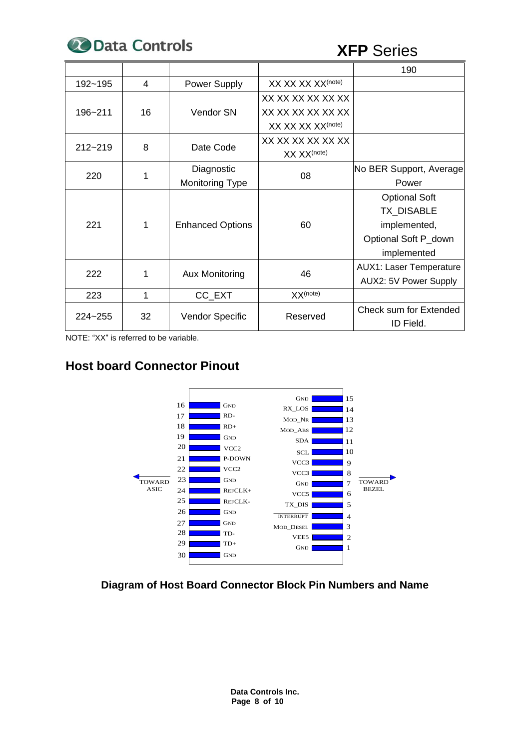|  |  |  |  | 190 |
|---|---|---|---|---|
| 192~195 | 4 | Power Supply | XX XX XX XX(note) |  |
| 196~211 | 16 | Vendor SN | XX XX XX XX XX XX XX XX XX XX XX XX XX XX XX XX(note) |  |
| 212~219 | 8 | Date Code | XX XX XX XX XX XX XX XX(note) |  |
| 220 | 1 | Diagnostic Monitoring Type | 08 | No BER Support, Average Power |
| 221 | 1 | Enhanced Options | 60 | Optional Soft TX_DISABLE implemented, Optional Soft P_down implemented |
| 222 | 1 | Aux Monitoring | 46 | AUX1: Laser Temperature AUX2: 5V Power Supply |
| 223 | 1 | CC_EXT | XX(note) |  |
| 224~255 | 32 | Vendor Specific | Reserved | Check sum for Extended ID Field. |

NOTE: "XX" is referred to be variable.

## Host board Connector Pinout

| Pin | Name | Pin | Name |
|---|---|---|---|
| 16 | GND | 15 | GND |
| 17 | RD- | 14 | RX_LOS |
| 18 | RD+ | 13 | MOD_NR |
| 19 | GND | 12 | MOD_ABS |
| 20 | VCC2 | 11 | SDA |
| 21 | P-DOWN | 10 | SCL |
| 22 | VCC2 | 9 | VCC3 |
| 23 | GND | 8 | VCC3 |
| 24 | REFCLK+ | 7 | GND |
| 25 | REFCLK- | 6 | VCC5 |
| 26 | GND | 5 | TX_DIS |
| 27 | GND | 4 | INTERRUPT |
| 28 | TD- | 3 | MOD_DESEL |
| 29 | TD+ | 2 | VEE5 |
| 30 | GND | 1 | GND |

TOWARD ASIC ← → TOWARD BEZEL

**Diagram of Host Board Connector Block Pin Numbers and Name**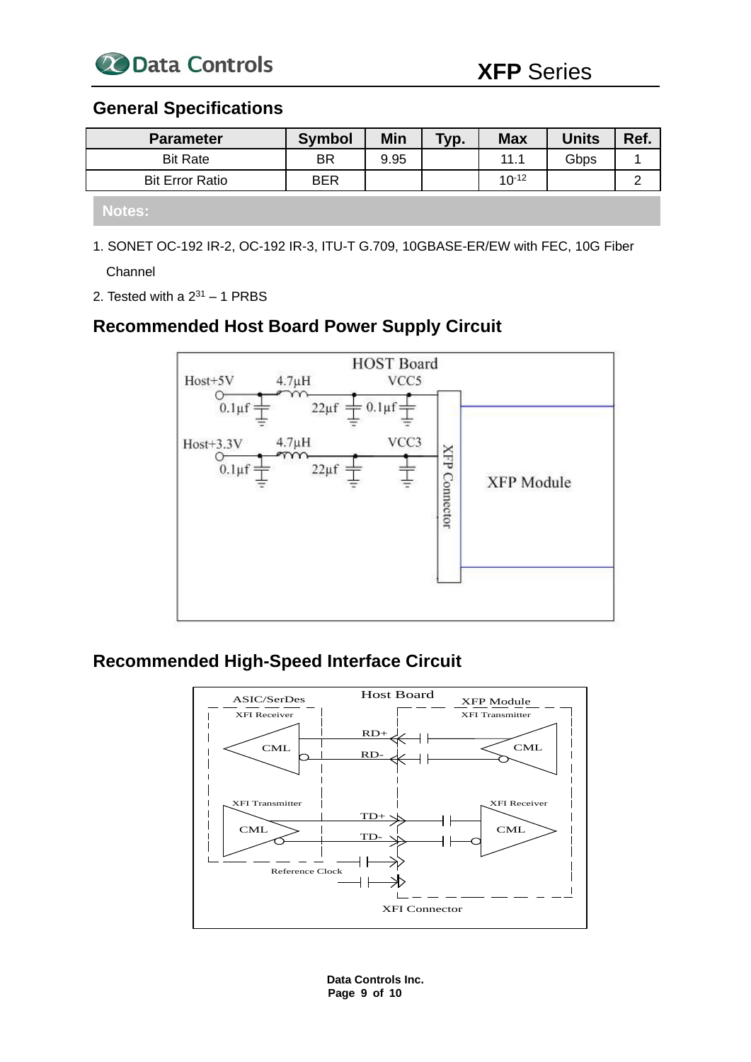## General Specifications

| Parameter | Symbol | Min | Typ. | Max | Units | Ref. |
|---|---|---|---|---|---|---|
| Bit Rate | BR | 9.95 | | 11.1 | Gbps | 1 |
| Bit Error Ratio | BER | | | $10^{-12}$ | | 2 |

**Notes:**

1. SONET OC-192 IR-2, OC-192 IR-3, ITU-T G.709, 10GBASE-ER/EW with FEC, 10G Fiber Channel
2. Tested with a $2^{31} - 1$ PRBS

## Recommended Host Board Power Supply Circuit

## Recommended High-Speed Interface Circuit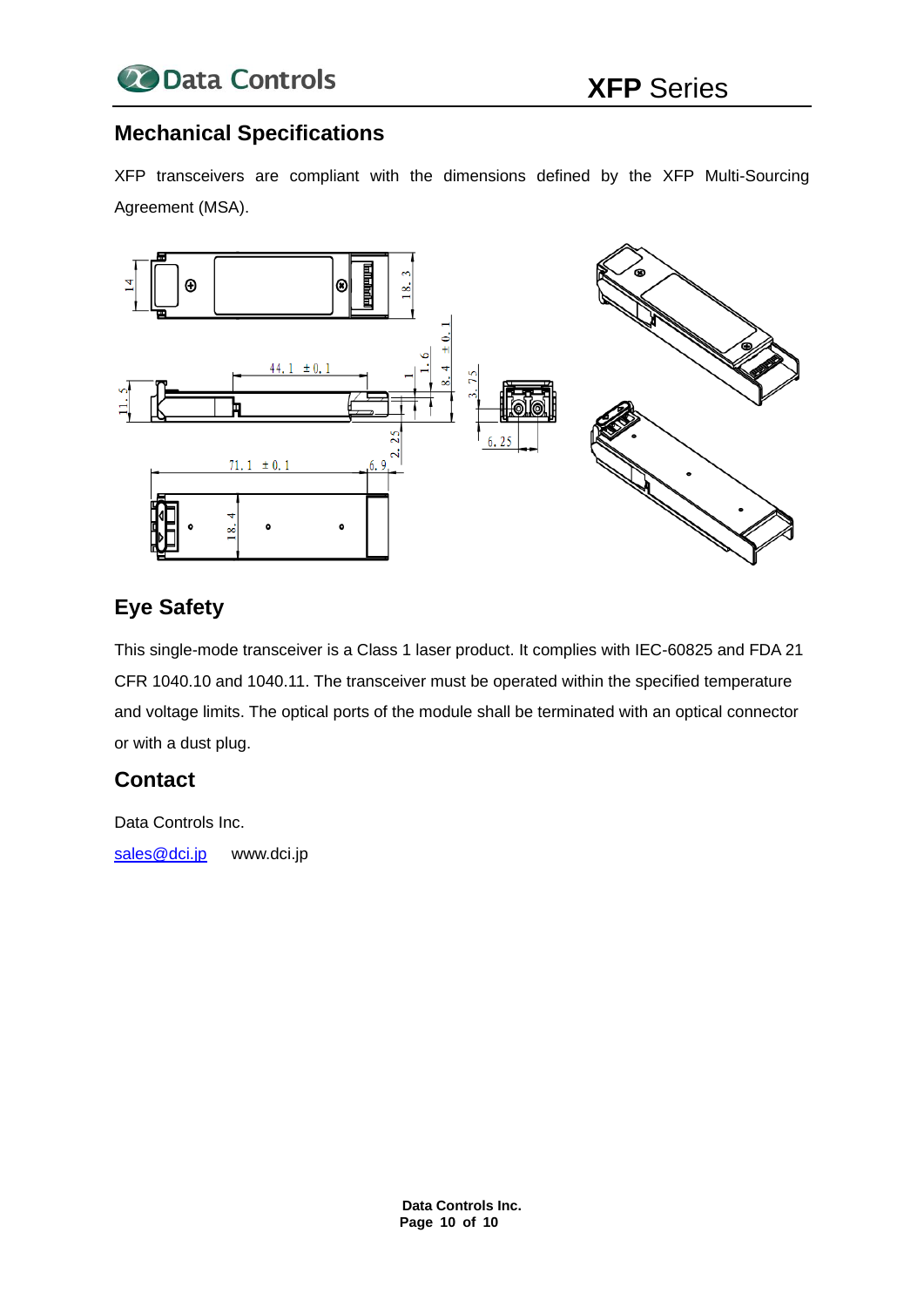## Mechanical Specifications

XFP transceivers are compliant with the dimensions defined by the XFP Multi-Sourcing Agreement (MSA).

14
18.3
44.1 ±0.1
1
1.6
8.4 ±0.1
11.5
3.75
6.25
2.25
71.1 ±0.1
6.9
18.4

## Eye Safety

This single-mode transceiver is a Class 1 laser product. It complies with IEC-60825 and FDA 21 CFR 1040.10 and 1040.11. The transceiver must be operated within the specified temperature and voltage limits. The optical ports of the module shall be terminated with an optical connector or with a dust plug.

## Contact

Data Controls Inc.

sales@dci.jp www.dci.jp